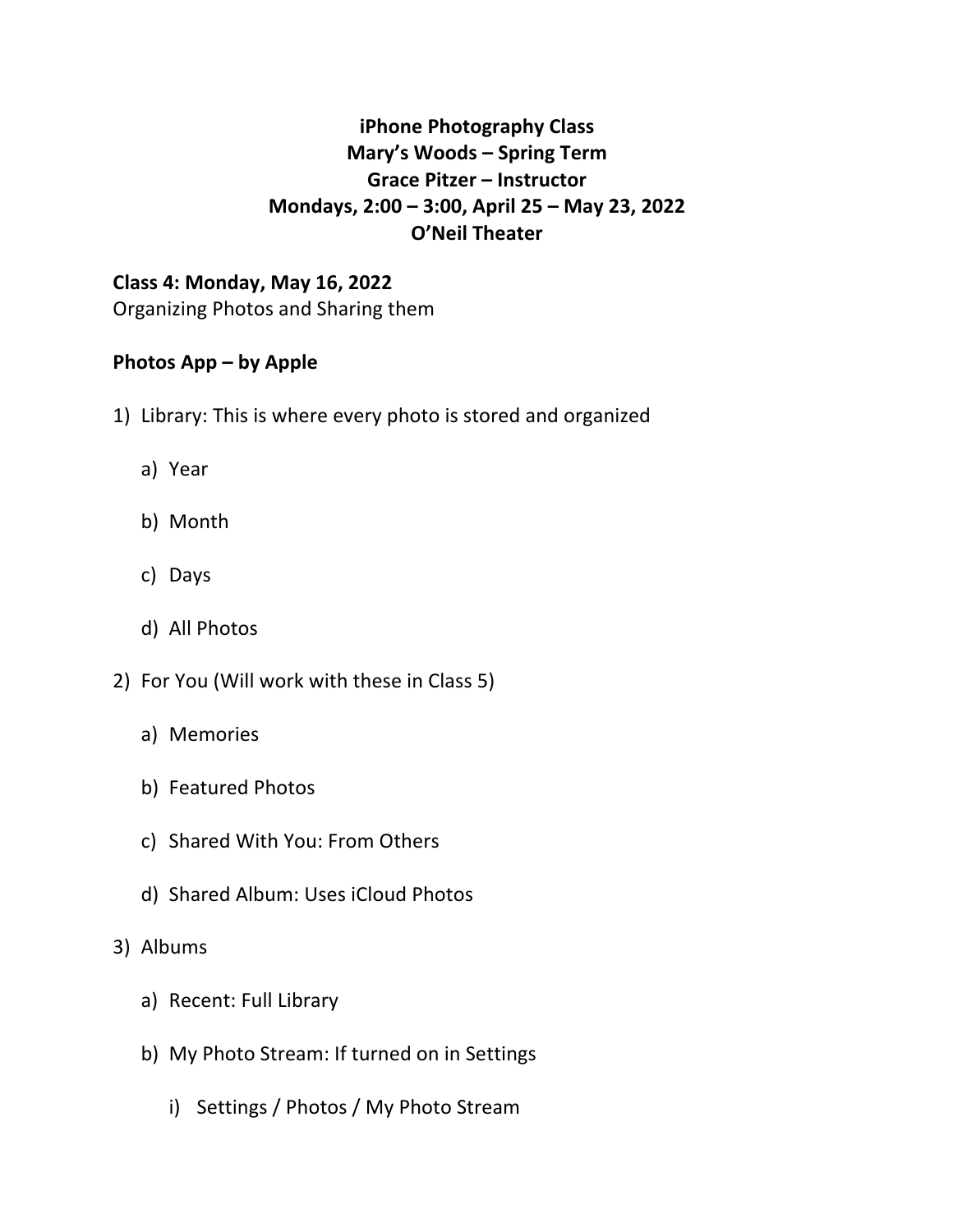# iPhone Photography Class
## Mary's Woods – Spring Term
## Grace Pitzer – Instructor
## Mondays, 2:00 – 3:00, April 25 – May 23, 2022
## O'Neil Theater

**Class 4: Monday, May 16, 2022**
Organizing Photos and Sharing them

**Photos App – by Apple**

1) Library: This is where every photo is stored and organized
   a) Year
   b) Month
   c) Days
   d) All Photos
2) For You (Will work with these in Class 5)
   a) Memories
   b) Featured Photos
   c) Shared With You: From Others
   d) Shared Album: Uses iCloud Photos
3) Albums
   a) Recent: Full Library
   b) My Photo Stream: If turned on in Settings
      i) Settings / Photos / My Photo Stream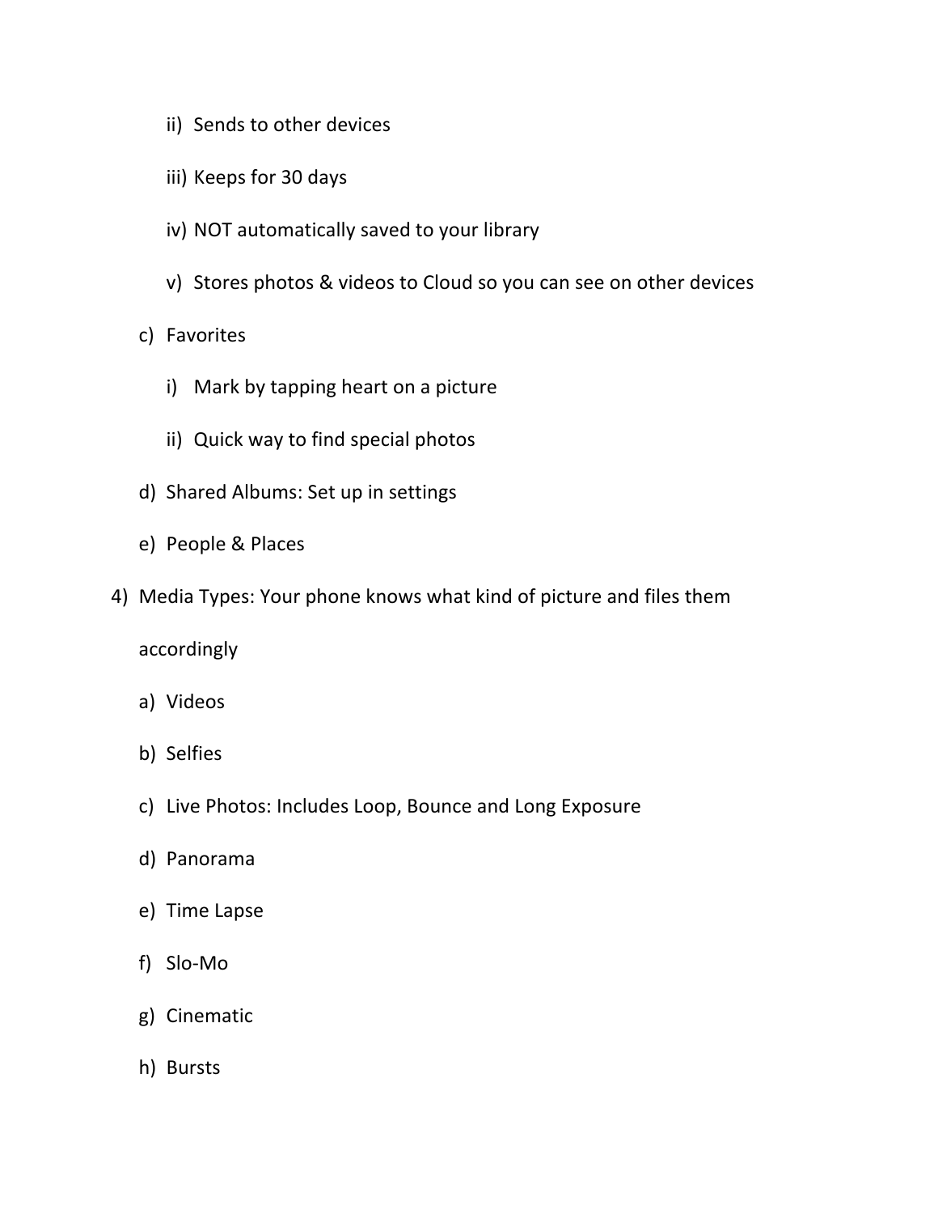ii) Sends to other devices

   iii) Keeps for 30 days

   iv) NOT automatically saved to your library

   v) Stores photos & videos to Cloud so you can see on other devices

c) Favorites

   i) Mark by tapping heart on a picture

   ii) Quick way to find special photos

d) Shared Albums: Set up in settings

e) People & Places

4) Media Types: Your phone knows what kind of picture and files them accordingly

   a) Videos

   b) Selfies

   c) Live Photos: Includes Loop, Bounce and Long Exposure

   d) Panorama

   e) Time Lapse

   f) Slo-Mo

   g) Cinematic

   h) Bursts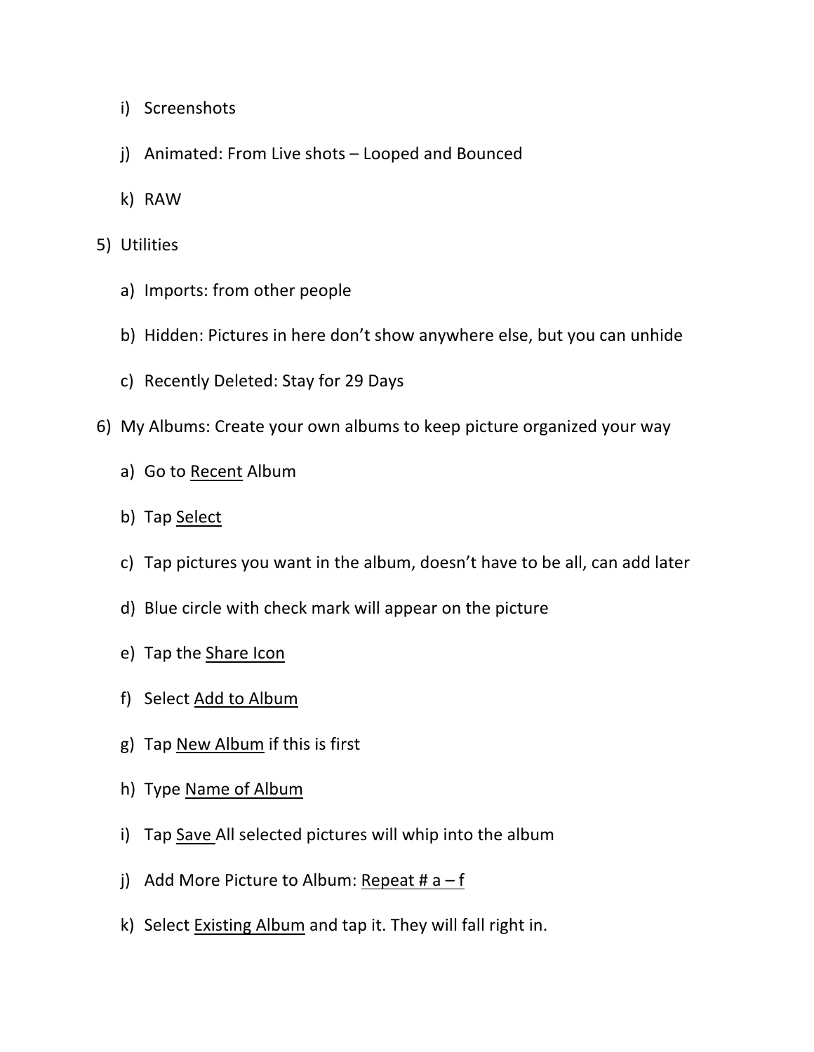i) Screenshots

   j) Animated: From Live shots – Looped and Bounced

   k) RAW

5) Utilities

   a) Imports: from other people

   b) Hidden: Pictures in here don't show anywhere else, but you can unhide

   c) Recently Deleted: Stay for 29 Days

6) My Albums: Create your own albums to keep picture organized your way

   a) Go to <u>Recent</u> Album

   b) Tap <u>Select</u>

   c) Tap pictures you want in the album, doesn't have to be all, can add later

   d) Blue circle with check mark will appear on the picture

   e) Tap the <u>Share Icon</u>

   f) Select <u>Add to Album</u>

   g) Tap <u>New Album</u> if this is first

   h) Type <u>Name of Album</u>

   i) Tap <u>Save</u> All selected pictures will whip into the album

   j) Add More Picture to Album: <u>Repeat # a – f</u>

   k) Select <u>Existing Album</u> and tap it. They will fall right in.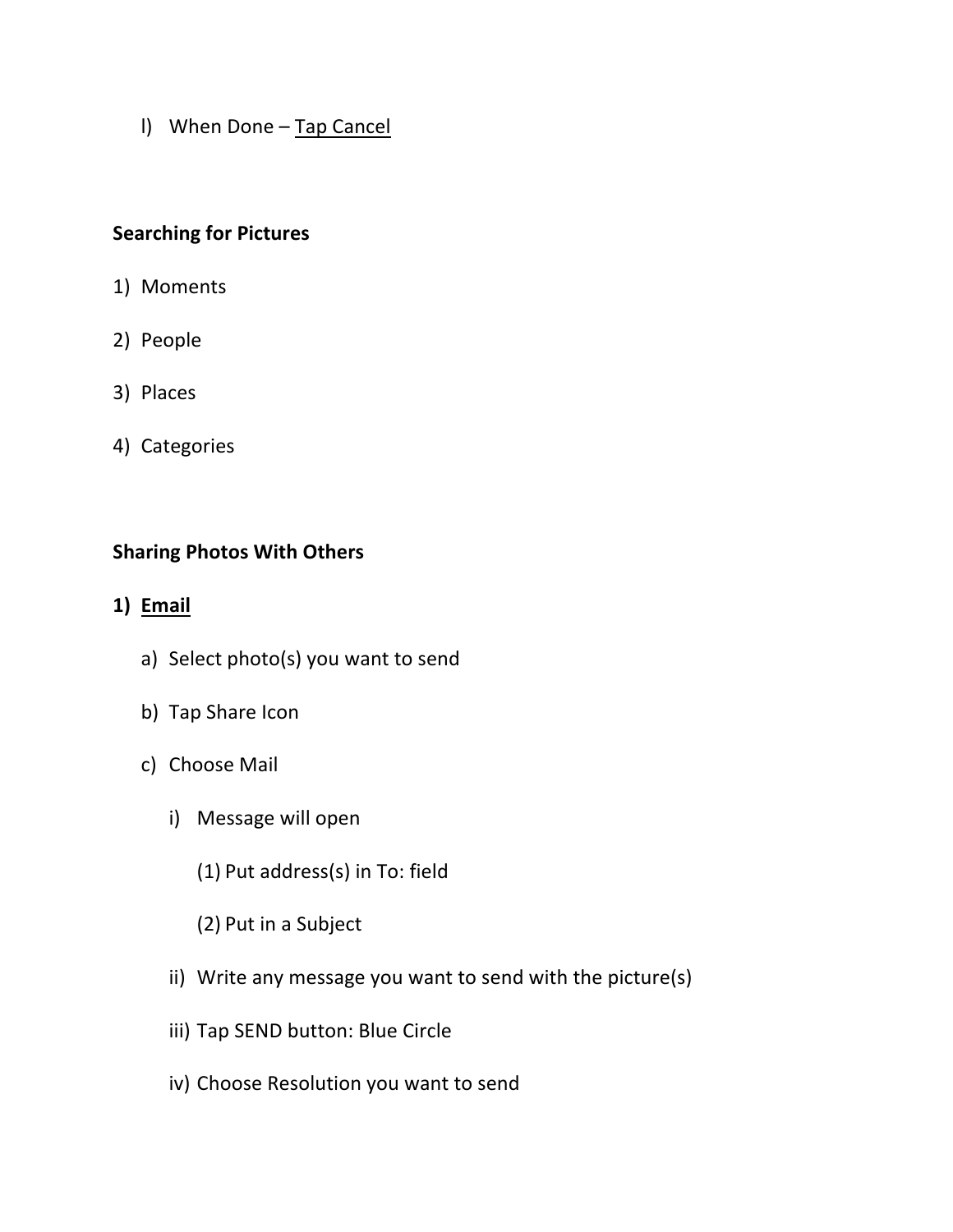l) When Done – <u>Tap Cancel</u>

**Searching for Pictures**

1) Moments

2) People

3) Places

4) Categories

**Sharing Photos With Others**

**1) <u>Email</u>**

   a) Select photo(s) you want to send

   b) Tap Share Icon

   c) Choose Mail

      i) Message will open

         (1) Put address(s) in To: field

         (2) Put in a Subject

      ii) Write any message you want to send with the picture(s)

      iii) Tap SEND button: Blue Circle

      iv) Choose Resolution you want to send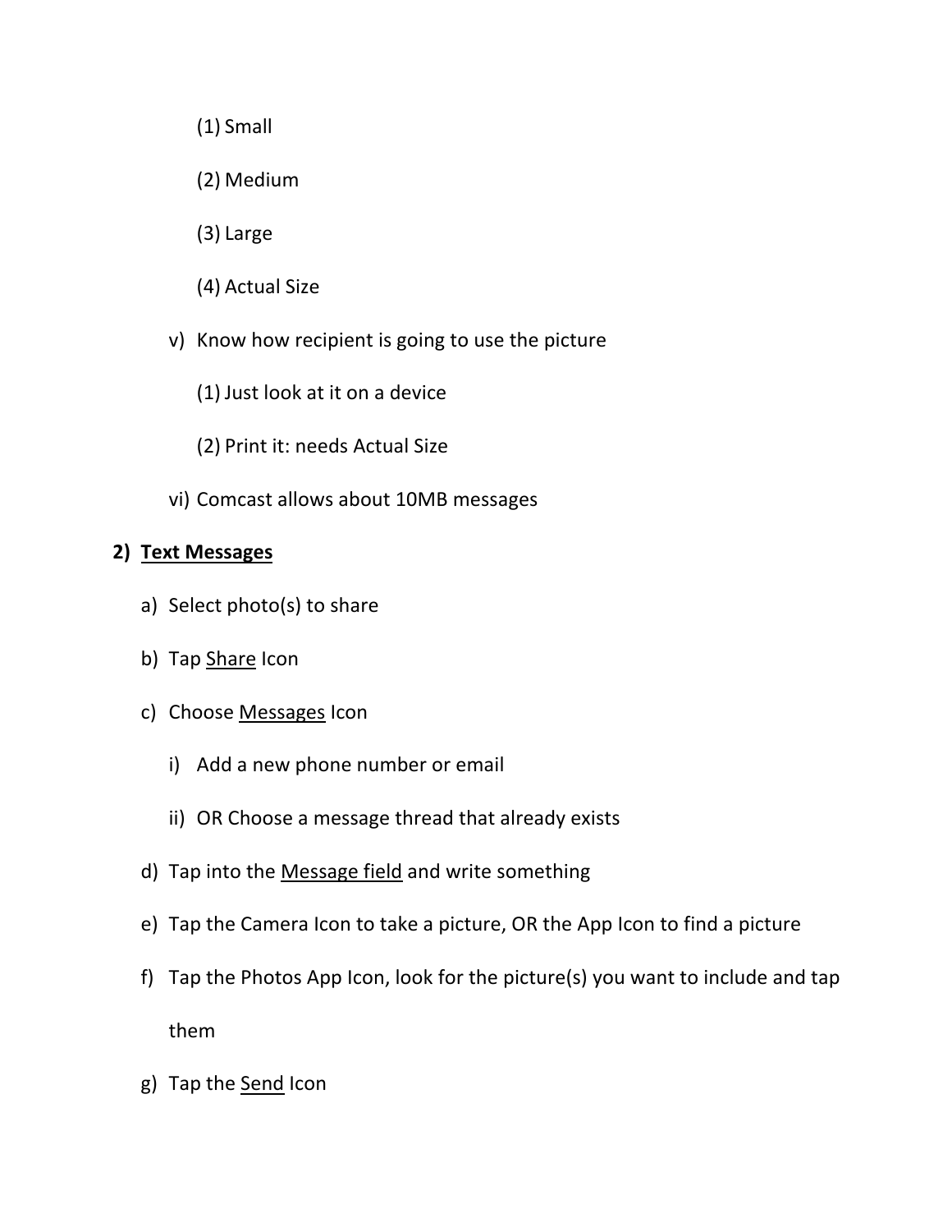(1) Small

(2) Medium

(3) Large

(4) Actual Size

v) Know how recipient is going to use the picture

(1) Just look at it on a device

(2) Print it: needs Actual Size

vi) Comcast allows about 10MB messages

**2) <u>Text Messages</u>**

a) Select photo(s) to share

b) Tap <u>Share</u> Icon

c) Choose <u>Messages</u> Icon

i) Add a new phone number or email

ii) OR Choose a message thread that already exists

d) Tap into the <u>Message field</u> and write something

e) Tap the Camera Icon to take a picture, OR the App Icon to find a picture

f) Tap the Photos App Icon, look for the picture(s) you want to include and tap them

g) Tap the <u>Send</u> Icon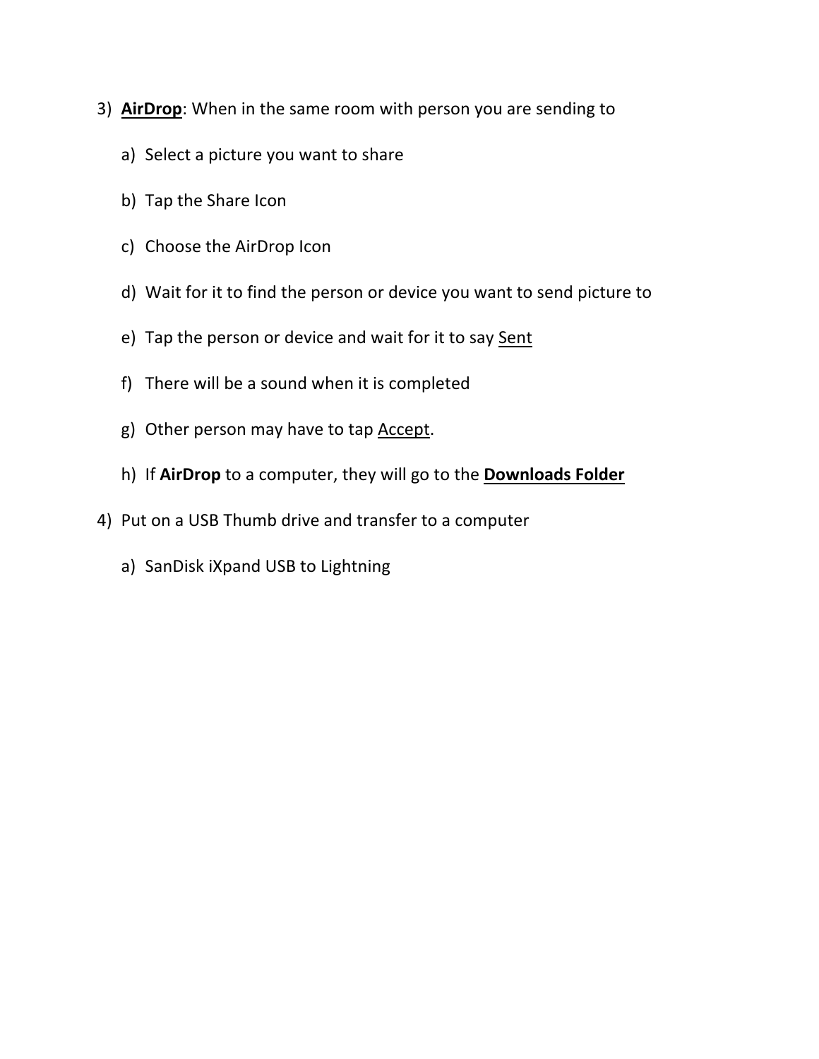3) **<u>AirDrop</u>**: When in the same room with person you are sending to

   a) Select a picture you want to share

   b) Tap the Share Icon

   c) Choose the AirDrop Icon

   d) Wait for it to find the person or device you want to send picture to

   e) Tap the person or device and wait for it to say <u>Sent</u>

   f) There will be a sound when it is completed

   g) Other person may have to tap <u>Accept</u>.

   h) If **AirDrop** to a computer, they will go to the **<u>Downloads Folder</u>**

4) Put on a USB Thumb drive and transfer to a computer

   a) SanDisk iXpand USB to Lightning